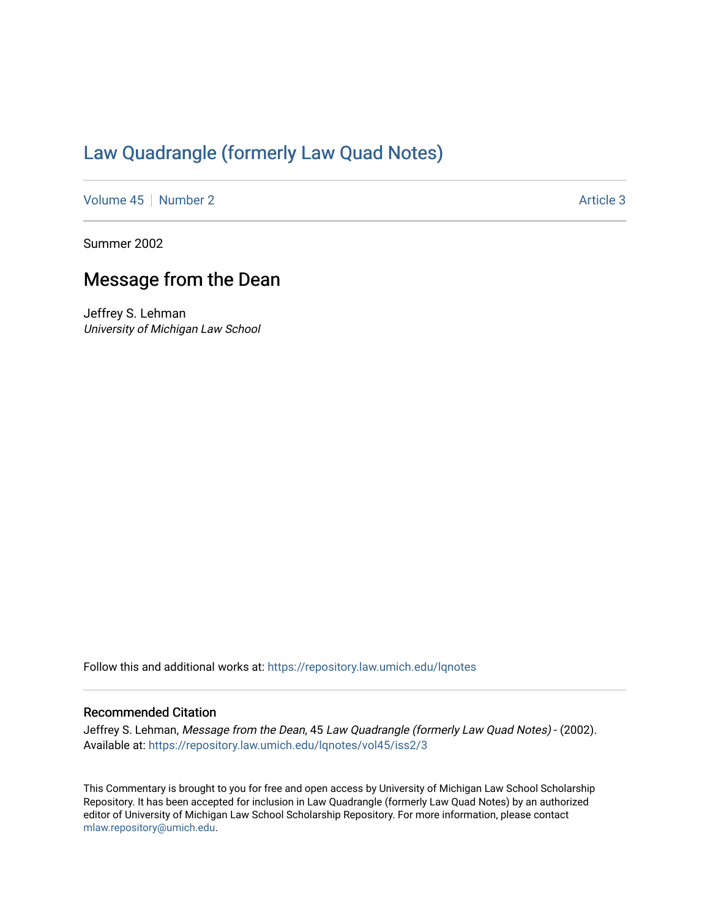# Law Quadrangle (formerly Law Quad Notes)

Volume 45 | Number 2 Article 3

Summer 2002

## Message from the Dean

Jeffrey S. Lehman
*University of Michigan Law School*

Follow this and additional works at: https://repository.law.umich.edu/lqnotes

### Recommended Citation

Jeffrey S. Lehman, *Message from the Dean*, 45 *Law Quadrangle (formerly Law Quad Notes)* - (2002).
Available at: https://repository.law.umich.edu/lqnotes/vol45/iss2/3

This Commentary is brought to you for free and open access by University of Michigan Law School Scholarship Repository. It has been accepted for inclusion in Law Quadrangle (formerly Law Quad Notes) by an authorized editor of University of Michigan Law School Scholarship Repository. For more information, please contact mlaw.repository@umich.edu.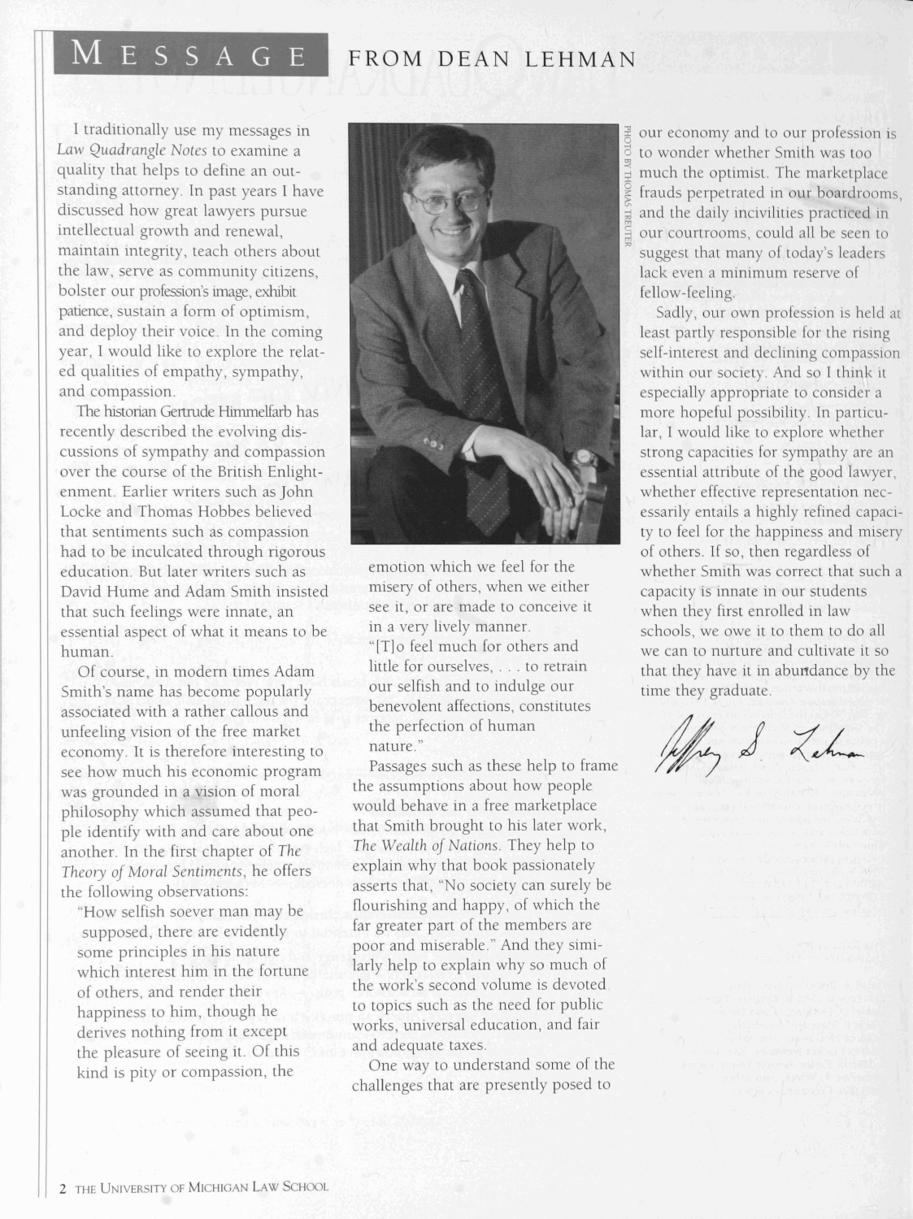# MESSAGE FROM DEAN LEHMAN

I traditionally use my messages in *Law Quadrangle Notes* to examine a quality that helps to define an outstanding attorney. In past years I have discussed how great lawyers pursue intellectual growth and renewal, maintain integrity, teach others about the law, serve as community citizens, bolster our profession's image, exhibit patience, sustain a form of optimism, and deploy their voice. In the coming year, I would like to explore the related qualities of empathy, sympathy, and compassion.

The historian Gertrude Himmelfarb has recently described the evolving discussions of sympathy and compassion over the course of the British Enlightenment. Earlier writers such as John Locke and Thomas Hobbes believed that sentiments such as compassion had to be inculcated through rigorous education. But later writers such as David Hume and Adam Smith insisted that such feelings were innate, an essential aspect of what it means to be human.

Of course, in modern times Adam Smith's name has become popularly associated with a rather callous and unfeeling vision of the free market economy. It is therefore interesting to see how much his economic program was grounded in a vision of moral philosophy which assumed that people identify with and care about one another. In the first chapter of *The Theory of Moral Sentiments*, he offers the following observations:

> "How selfish soever man may be supposed, there are evidently some principles in his nature which interest him in the fortune of others, and render their happiness to him, though he derives nothing from it except the pleasure of seeing it. Of this kind is pity or compassion, the emotion which we feel for the misery of others, when we either see it, or are made to conceive it in a very lively manner.
>
> "[T]o feel much for others and little for ourselves, . . . to retrain our selfish and to indulge our benevolent affections, constitutes the perfection of human nature."

Passages such as these help to frame the assumptions about how people would behave in a free marketplace that Smith brought to his later work, *The Wealth of Nations*. They help to explain why that book passionately asserts that, "No society can surely be flourishing and happy, of which the far greater part of the members are poor and miserable." And they similarly help to explain why so much of the work's second volume is devoted to topics such as the need for public works, universal education, and fair and adequate taxes.

One way to understand some of the challenges that are presently posed to our economy and to our profession is to wonder whether Smith was too much the optimist. The marketplace frauds perpetrated in our boardrooms, and the daily incivilities practiced in our courtrooms, could all be seen to suggest that many of today's leaders lack even a minimum reserve of fellow-feeling.

Sadly, our own profession is held at least partly responsible for the rising self-interest and declining compassion within our society. And so I think it especially appropriate to consider a more hopeful possibility. In particular, I would like to explore whether strong capacities for sympathy are an essential attribute of the good lawyer, whether effective representation necessarily entails a highly refined capacity to feel for the happiness and misery of others. If so, then regardless of whether Smith was correct that such a capacity is innate in our students when they first enrolled in law schools, we owe it to them to do all we can to nurture and cultivate it so that they have it in abundance by the time they graduate.

Jeffrey S. Lehman

PHOTO BY THOMAS TREUTER